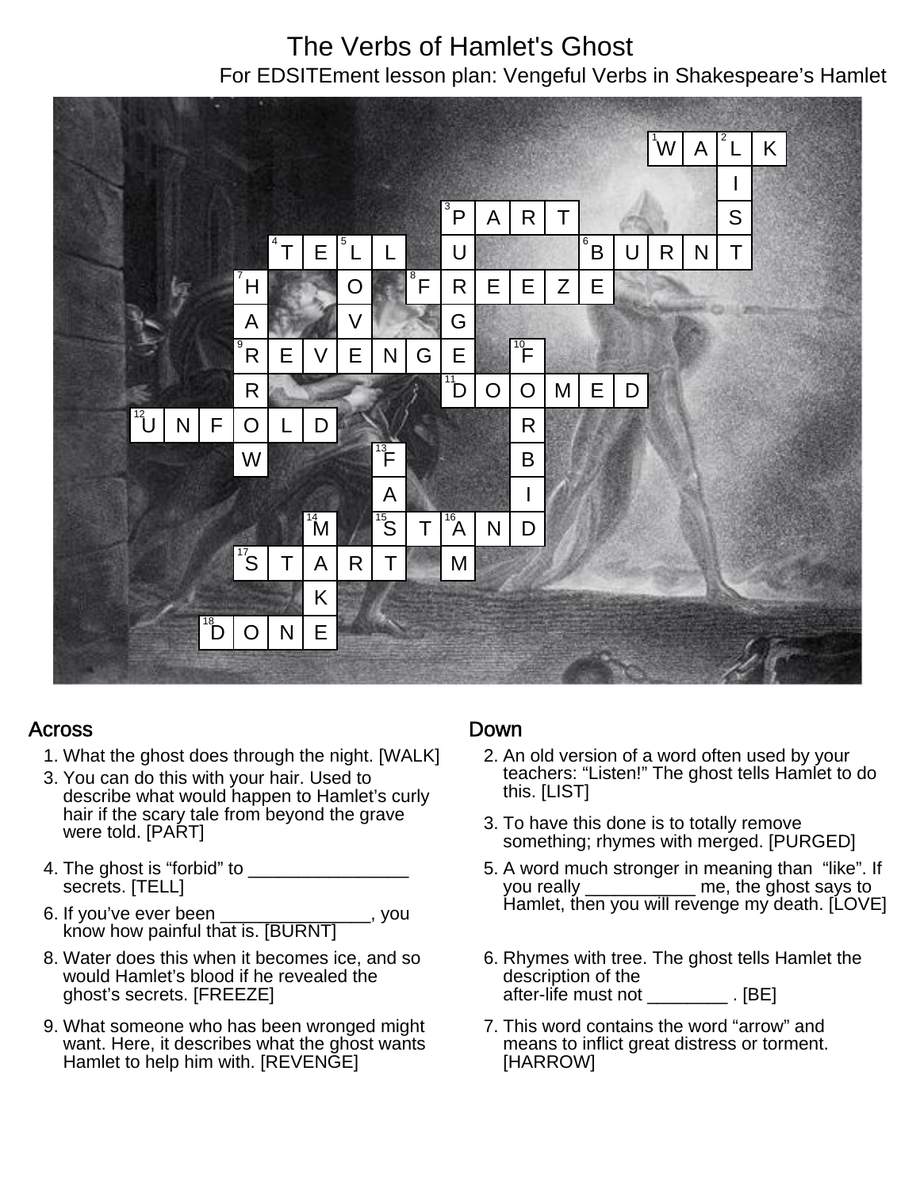# The Verbs of Hamlet's Ghost

For EDSITEment lesson plan: Vengeful Verbs in Shakespeare's Hamlet

## Across

1. What the ghost does through the night. [WALK]
3. You can do this with your hair. Used to describe what would happen to Hamlet's curly hair if the scary tale from beyond the grave were told. [PART]
4. The ghost is "forbid" to ________________ secrets. [TELL]
6. If you've ever been _______________, you know how painful that is. [BURNT]
8. Water does this when it becomes ice, and so would Hamlet's blood if he revealed the ghost's secrets. [FREEZE]
9. What someone who has been wronged might want. Here, it describes what the ghost wants Hamlet to help him with. [REVENGE]

## Down

2. An old version of a word often used by your teachers: "Listen!" The ghost tells Hamlet to do this. [LIST]
3. To have this done is to totally remove something; rhymes with merged. [PURGED]
5. A word much stronger in meaning than "like". If you really ___________ me, the ghost says to Hamlet, then you will revenge my death. [LOVE]
6. Rhymes with tree. The ghost tells Hamlet the description of the after-life must not ________ . [BE]
7. This word contains the word "arrow" and means to inflict great distress or torment. [HARROW]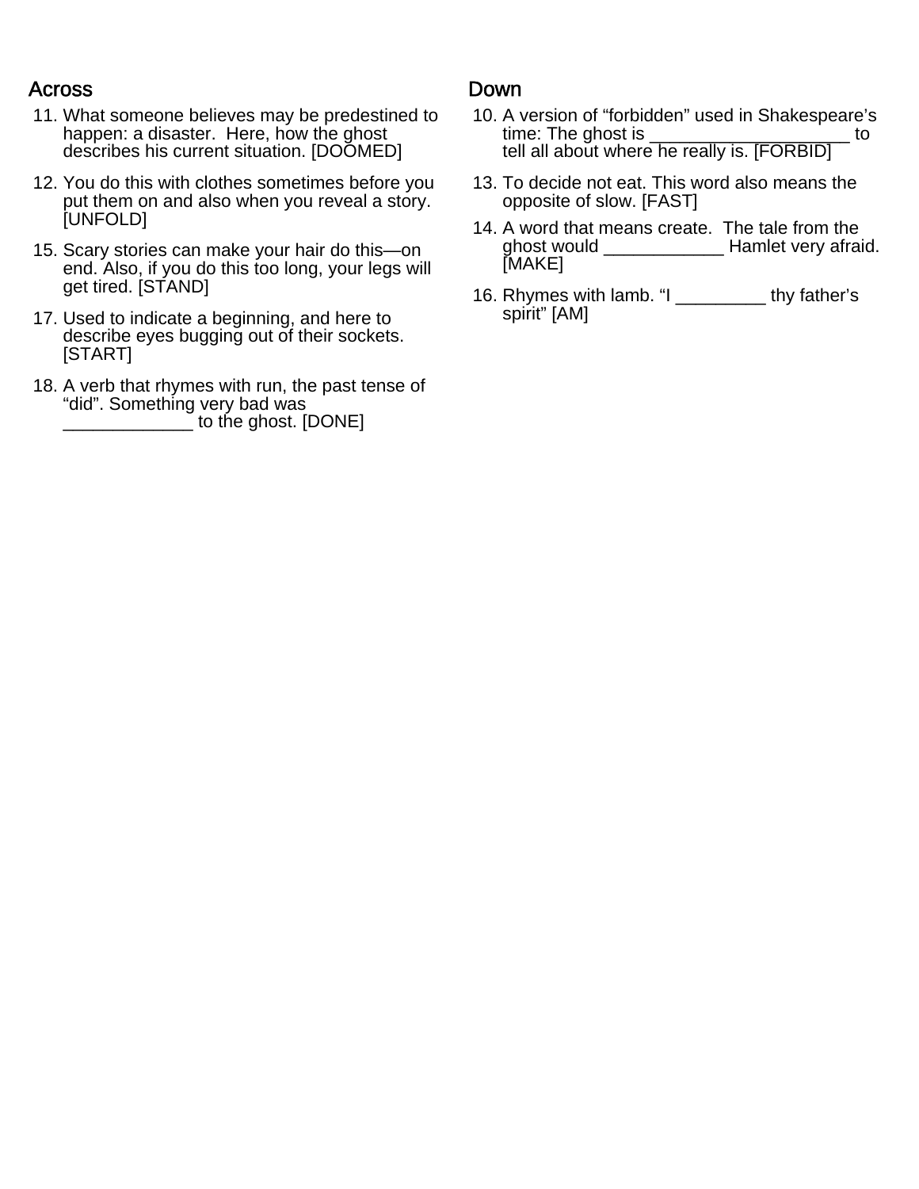## Across

11. What someone believes may be predestined to happen: a disaster. Here, how the ghost describes his current situation. [DOOMED]

12. You do this with clothes sometimes before you put them on and also when you reveal a story. [UNFOLD]

15. Scary stories can make your hair do this—on end. Also, if you do this too long, your legs will get tired. [STAND]

17. Used to indicate a beginning, and here to describe eyes bugging out of their sockets. [START]

18. A verb that rhymes with run, the past tense of "did". Something very bad was _____________ to the ghost. [DONE]

## Down

10. A version of "forbidden" used in Shakespeare's time: The ghost is ____________________ to tell all about where he really is. [FORBID]

13. To decide not eat. This word also means the opposite of slow. [FAST]

14. A word that means create. The tale from the ghost would ____________ Hamlet very afraid. [MAKE]

16. Rhymes with lamb. "I _________ thy father's spirit" [AM]